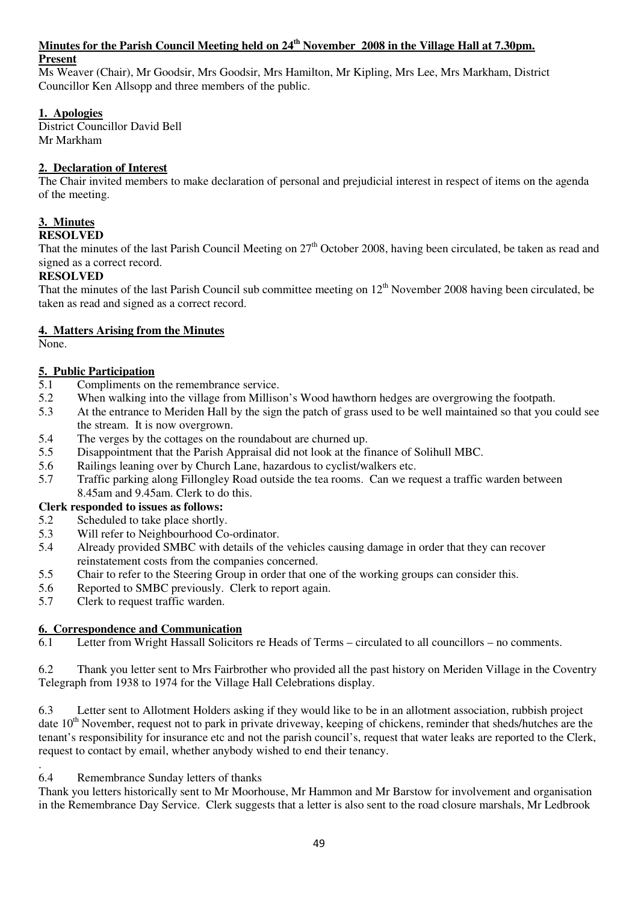# Minutes for the Parish Council Meeting held on 24th November 2008 in the Village Hall at 7.30pm.

**Present**

Ms Weaver (Chair), Mr Goodsir, Mrs Goodsir, Mrs Hamilton, Mr Kipling, Mrs Lee, Mrs Markham, District Councillor Ken Allsopp and three members of the public.

## 1. Apologies

District Councillor David Bell
Mr Markham

## 2. Declaration of Interest

The Chair invited members to make declaration of personal and prejudicial interest in respect of items on the agenda of the meeting.

## 3. Minutes

**RESOLVED**

That the minutes of the last Parish Council Meeting on 27th October 2008, having been circulated, be taken as read and signed as a correct record.

**RESOLVED**

That the minutes of the last Parish Council sub committee meeting on 12th November 2008 having been circulated, be taken as read and signed as a correct record.

## 4. Matters Arising from the Minutes

None.

## 5. Public Participation

5.1 Compliments on the remembrance service.

5.2 When walking into the village from Millison's Wood hawthorn hedges are overgrowing the footpath.

5.3 At the entrance to Meriden Hall by the sign the patch of grass used to be well maintained so that you could see the stream. It is now overgrown.

5.4 The verges by the cottages on the roundabout are churned up.

5.5 Disappointment that the Parish Appraisal did not look at the finance of Solihull MBC.

5.6 Railings leaning over by Church Lane, hazardous to cyclist/walkers etc.

5.7 Traffic parking along Fillongley Road outside the tea rooms. Can we request a traffic warden between 8.45am and 9.45am. Clerk to do this.

**Clerk responded to issues as follows:**

5.2 Scheduled to take place shortly.

5.3 Will refer to Neighbourhood Co-ordinator.

5.4 Already provided SMBC with details of the vehicles causing damage in order that they can recover reinstatement costs from the companies concerned.

5.5 Chair to refer to the Steering Group in order that one of the working groups can consider this.

5.6 Reported to SMBC previously. Clerk to report again.

5.7 Clerk to request traffic warden.

## 6. Correspondence and Communication

6.1 Letter from Wright Hassall Solicitors re Heads of Terms – circulated to all councillors – no comments.

6.2 Thank you letter sent to Mrs Fairbrother who provided all the past history on Meriden Village in the Coventry Telegraph from 1938 to 1974 for the Village Hall Celebrations display.

6.3 Letter sent to Allotment Holders asking if they would like to be in an allotment association, rubbish project date 10th November, request not to park in private driveway, keeping of chickens, reminder that sheds/hutches are the tenant's responsibility for insurance etc and not the parish council's, request that water leaks are reported to the Clerk, request to contact by email, whether anybody wished to end their tenancy.

.

6.4 Remembrance Sunday letters of thanks

Thank you letters historically sent to Mr Moorhouse, Mr Hammon and Mr Barstow for involvement and organisation in the Remembrance Day Service. Clerk suggests that a letter is also sent to the road closure marshals, Mr Ledbrook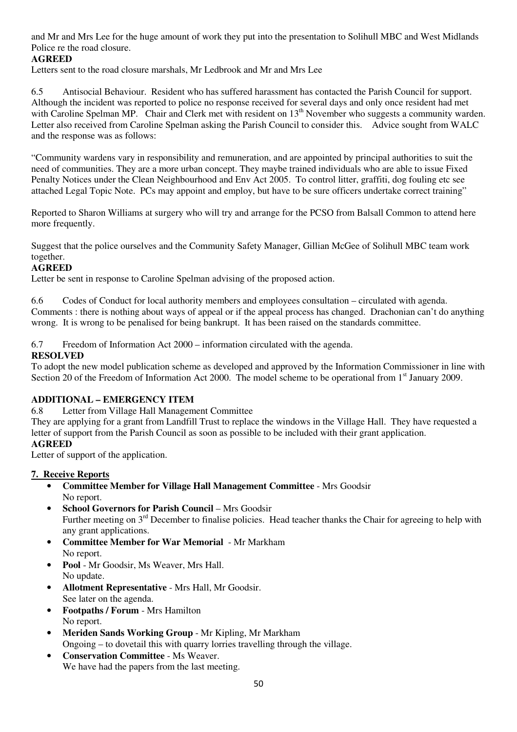and Mr and Mrs Lee for the huge amount of work they put into the presentation to Solihull MBC and West Midlands Police re the road closure.

**AGREED**

Letters sent to the road closure marshals, Mr Ledbrook and Mr and Mrs Lee

6.5 Antisocial Behaviour. Resident who has suffered harassment has contacted the Parish Council for support. Although the incident was reported to police no response received for several days and only once resident had met with Caroline Spelman MP. Chair and Clerk met with resident on 13th November who suggests a community warden. Letter also received from Caroline Spelman asking the Parish Council to consider this. Advice sought from WALC and the response was as follows:

"Community wardens vary in responsibility and remuneration, and are appointed by principal authorities to suit the need of communities. They are a more urban concept. They maybe trained individuals who are able to issue Fixed Penalty Notices under the Clean Neighbourhood and Env Act 2005. To control litter, graffiti, dog fouling etc see attached Legal Topic Note. PCs may appoint and employ, but have to be sure officers undertake correct training"

Reported to Sharon Williams at surgery who will try and arrange for the PCSO from Balsall Common to attend here more frequently.

Suggest that the police ourselves and the Community Safety Manager, Gillian McGee of Solihull MBC team work together.

**AGREED**

Letter be sent in response to Caroline Spelman advising of the proposed action.

6.6 Codes of Conduct for local authority members and employees consultation – circulated with agenda. Comments : there is nothing about ways of appeal or if the appeal process has changed. Drachonian can't do anything wrong. It is wrong to be penalised for being bankrupt. It has been raised on the standards committee.

6.7 Freedom of Information Act 2000 – information circulated with the agenda.

**RESOLVED**

To adopt the new model publication scheme as developed and approved by the Information Commissioner in line with Section 20 of the Freedom of Information Act 2000. The model scheme to be operational from 1st January 2009.

**ADDITIONAL – EMERGENCY ITEM**

6.8 Letter from Village Hall Management Committee

They are applying for a grant from Landfill Trust to replace the windows in the Village Hall. They have requested a letter of support from the Parish Council as soon as possible to be included with their grant application.

**AGREED**

Letter of support of the application.

## 7. Receive Reports

- **Committee Member for Village Hall Management Committee** - Mrs Goodsir
  No report.
- **School Governors for Parish Council** – Mrs Goodsir
  Further meeting on 3rd December to finalise policies. Head teacher thanks the Chair for agreeing to help with any grant applications.
- **Committee Member for War Memorial** - Mr Markham
  No report.
- **Pool** - Mr Goodsir, Ms Weaver, Mrs Hall.
  No update.
- **Allotment Representative** - Mrs Hall, Mr Goodsir.
  See later on the agenda.
- **Footpaths / Forum** - Mrs Hamilton
  No report.
- **Meriden Sands Working Group** - Mr Kipling, Mr Markham
  Ongoing – to dovetail this with quarry lorries travelling through the village.
- **Conservation Committee** - Ms Weaver.
  We have had the papers from the last meeting.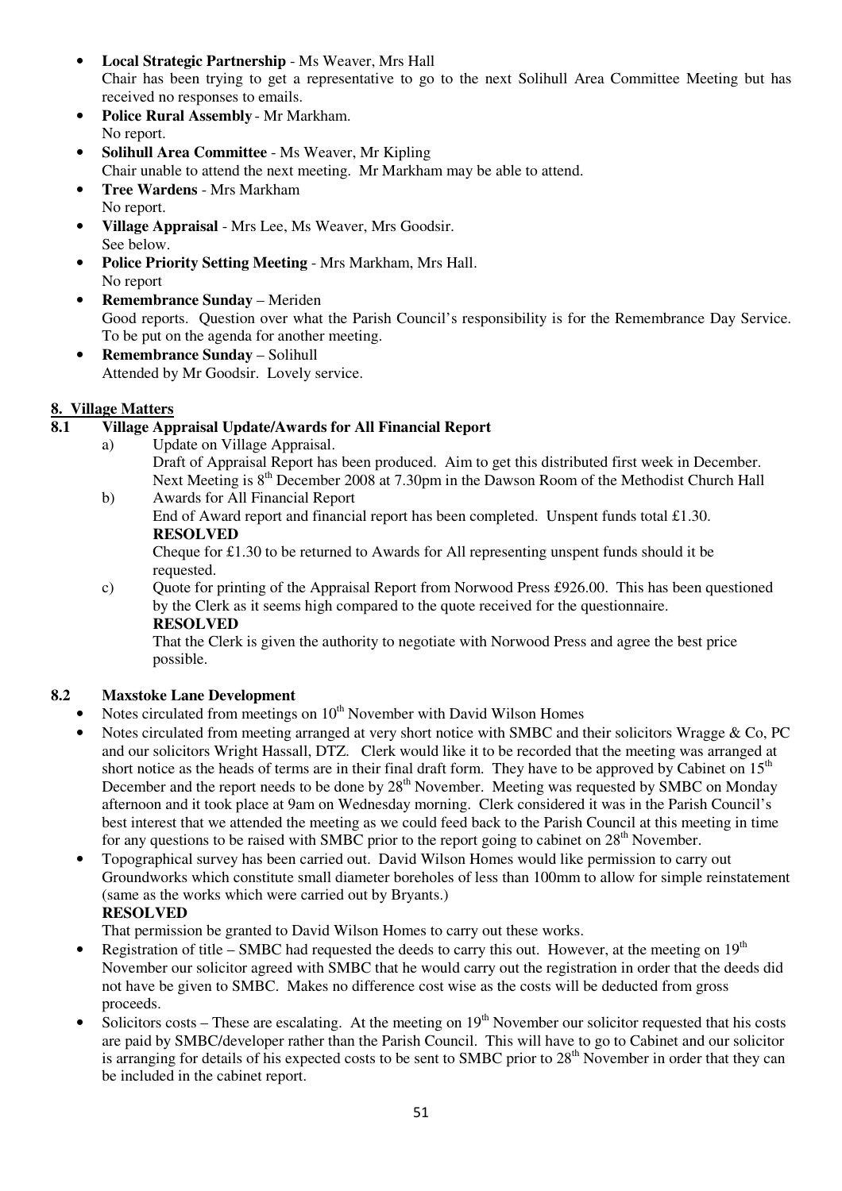- **Local Strategic Partnership** - Ms Weaver, Mrs Hall
  Chair has been trying to get a representative to go to the next Solihull Area Committee Meeting but has received no responses to emails.
- **Police Rural Assembly** - Mr Markham.
  No report.
- **Solihull Area Committee** - Ms Weaver, Mr Kipling
  Chair unable to attend the next meeting. Mr Markham may be able to attend.
- **Tree Wardens** - Mrs Markham
  No report.
- **Village Appraisal** - Mrs Lee, Ms Weaver, Mrs Goodsir.
  See below.
- **Police Priority Setting Meeting** - Mrs Markham, Mrs Hall.
  No report
- **Remembrance Sunday** – Meriden
  Good reports. Question over what the Parish Council's responsibility is for the Remembrance Day Service. To be put on the agenda for another meeting.
- **Remembrance Sunday** – Solihull
  Attended by Mr Goodsir. Lovely service.

## 8. Village Matters

### 8.1 Village Appraisal Update/Awards for All Financial Report

a) Update on Village Appraisal.
   Draft of Appraisal Report has been produced. Aim to get this distributed first week in December. Next Meeting is 8th December 2008 at 7.30pm in the Dawson Room of the Methodist Church Hall

b) Awards for All Financial Report
   End of Award report and financial report has been completed. Unspent funds total £1.30.
   **RESOLVED**
   Cheque for £1.30 to be returned to Awards for All representing unspent funds should it be requested.

c) Quote for printing of the Appraisal Report from Norwood Press £926.00. This has been questioned by the Clerk as it seems high compared to the quote received for the questionnaire.
   **RESOLVED**
   That the Clerk is given the authority to negotiate with Norwood Press and agree the best price possible.

### 8.2 Maxstoke Lane Development

- Notes circulated from meetings on 10th November with David Wilson Homes
- Notes circulated from meeting arranged at very short notice with SMBC and their solicitors Wragge & Co, PC and our solicitors Wright Hassall, DTZ. Clerk would like it to be recorded that the meeting was arranged at short notice as the heads of terms are in their final draft form. They have to be approved by Cabinet on 15th December and the report needs to be done by 28th November. Meeting was requested by SMBC on Monday afternoon and it took place at 9am on Wednesday morning. Clerk considered it was in the Parish Council's best interest that we attended the meeting as we could feed back to the Parish Council at this meeting in time for any questions to be raised with SMBC prior to the report going to cabinet on 28th November.
- Topographical survey has been carried out. David Wilson Homes would like permission to carry out Groundworks which constitute small diameter boreholes of less than 100mm to allow for simple reinstatement (same as the works which were carried out by Bryants.)
  **RESOLVED**
  That permission be granted to David Wilson Homes to carry out these works.
- Registration of title – SMBC had requested the deeds to carry this out. However, at the meeting on 19th November our solicitor agreed with SMBC that he would carry out the registration in order that the deeds did not have be given to SMBC. Makes no difference cost wise as the costs will be deducted from gross proceeds.
- Solicitors costs – These are escalating. At the meeting on 19th November our solicitor requested that his costs are paid by SMBC/developer rather than the Parish Council. This will have to go to Cabinet and our solicitor is arranging for details of his expected costs to be sent to SMBC prior to 28th November in order that they can be included in the cabinet report.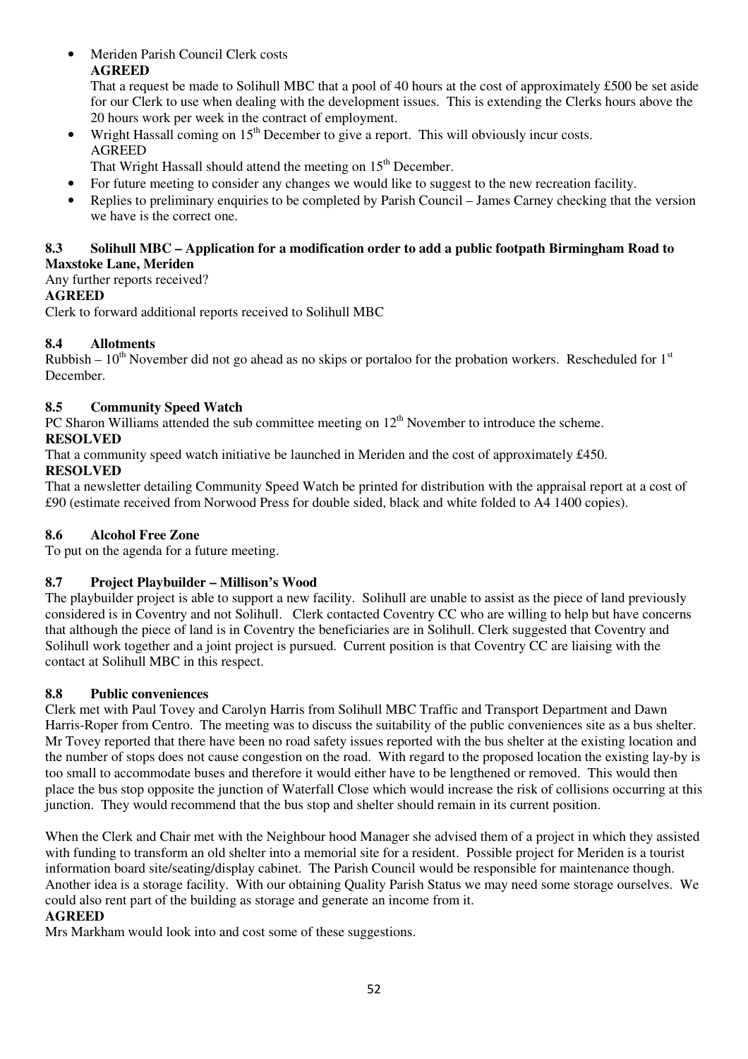- Meriden Parish Council Clerk costs
  **AGREED**
  That a request be made to Solihull MBC that a pool of 40 hours at the cost of approximately £500 be set aside for our Clerk to use when dealing with the development issues. This is extending the Clerks hours above the 20 hours work per week in the contract of employment.
- Wright Hassall coming on 15th December to give a report. This will obviously incur costs.
  AGREED
  That Wright Hassall should attend the meeting on 15th December.
- For future meeting to consider any changes we would like to suggest to the new recreation facility.
- Replies to preliminary enquiries to be completed by Parish Council – James Carney checking that the version we have is the correct one.

### 8.3 Solihull MBC – Application for a modification order to add a public footpath Birmingham Road to Maxstoke Lane, Meriden

Any further reports received?

**AGREED**

Clerk to forward additional reports received to Solihull MBC

### 8.4 Allotments

Rubbish – 10th November did not go ahead as no skips or portaloo for the probation workers. Rescheduled for 1st December.

### 8.5 Community Speed Watch

PC Sharon Williams attended the sub committee meeting on 12th November to introduce the scheme.

**RESOLVED**

That a community speed watch initiative be launched in Meriden and the cost of approximately £450.

**RESOLVED**

That a newsletter detailing Community Speed Watch be printed for distribution with the appraisal report at a cost of £90 (estimate received from Norwood Press for double sided, black and white folded to A4 1400 copies).

### 8.6 Alcohol Free Zone

To put on the agenda for a future meeting.

### 8.7 Project Playbuilder – Millison's Wood

The playbuilder project is able to support a new facility. Solihull are unable to assist as the piece of land previously considered is in Coventry and not Solihull. Clerk contacted Coventry CC who are willing to help but have concerns that although the piece of land is in Coventry the beneficiaries are in Solihull. Clerk suggested that Coventry and Solihull work together and a joint project is pursued. Current position is that Coventry CC are liaising with the contact at Solihull MBC in this respect.

### 8.8 Public conveniences

Clerk met with Paul Tovey and Carolyn Harris from Solihull MBC Traffic and Transport Department and Dawn Harris-Roper from Centro. The meeting was to discuss the suitability of the public conveniences site as a bus shelter. Mr Tovey reported that there have been no road safety issues reported with the bus shelter at the existing location and the number of stops does not cause congestion on the road. With regard to the proposed location the existing lay-by is too small to accommodate buses and therefore it would either have to be lengthened or removed. This would then place the bus stop opposite the junction of Waterfall Close which would increase the risk of collisions occurring at this junction. They would recommend that the bus stop and shelter should remain in its current position.

When the Clerk and Chair met with the Neighbour hood Manager she advised them of a project in which they assisted with funding to transform an old shelter into a memorial site for a resident. Possible project for Meriden is a tourist information board site/seating/display cabinet. The Parish Council would be responsible for maintenance though. Another idea is a storage facility. With our obtaining Quality Parish Status we may need some storage ourselves. We could also rent part of the building as storage and generate an income from it.

**AGREED**

Mrs Markham would look into and cost some of these suggestions.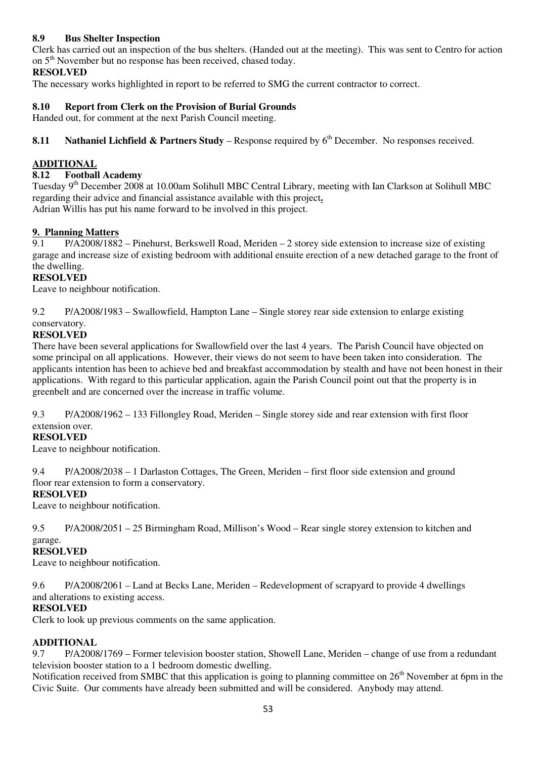**8.9 Bus Shelter Inspection**

Clerk has carried out an inspection of the bus shelters. (Handed out at the meeting). This was sent to Centro for action on 5th November but no response has been received, chased today.

**RESOLVED**

The necessary works highlighted in report to be referred to SMG the current contractor to correct.

**8.10 Report from Clerk on the Provision of Burial Grounds**

Handed out, for comment at the next Parish Council meeting.

**8.11 Nathaniel Lichfield & Partners Study** – Response required by 6th December. No responses received.

**ADDITIONAL**

**8.12 Football Academy**

Tuesday 9th December 2008 at 10.00am Solihull MBC Central Library, meeting with Ian Clarkson at Solihull MBC regarding their advice and financial assistance available with this project**.**

Adrian Willis has put his name forward to be involved in this project.

**9. Planning Matters**

9.1 P/A2008/1882 – Pinehurst, Berkswell Road, Meriden – 2 storey side extension to increase size of existing garage and increase size of existing bedroom with additional ensuite erection of a new detached garage to the front of the dwelling.

**RESOLVED**

Leave to neighbour notification.

9.2 P/A2008/1983 – Swallowfield, Hampton Lane – Single storey rear side extension to enlarge existing conservatory.

**RESOLVED**

There have been several applications for Swallowfield over the last 4 years. The Parish Council have objected on some principal on all applications. However, their views do not seem to have been taken into consideration. The applicants intention has been to achieve bed and breakfast accommodation by stealth and have not been honest in their applications. With regard to this particular application, again the Parish Council point out that the property is in greenbelt and are concerned over the increase in traffic volume.

9.3 P/A2008/1962 – 133 Fillongley Road, Meriden – Single storey side and rear extension with first floor extension over.

**RESOLVED**

Leave to neighbour notification.

9.4 P/A2008/2038 – 1 Darlaston Cottages, The Green, Meriden – first floor side extension and ground floor rear extension to form a conservatory.

**RESOLVED**

Leave to neighbour notification.

9.5 P/A2008/2051 – 25 Birmingham Road, Millison's Wood – Rear single storey extension to kitchen and garage.

**RESOLVED**

Leave to neighbour notification.

9.6 P/A2008/2061 – Land at Becks Lane, Meriden – Redevelopment of scrapyard to provide 4 dwellings and alterations to existing access.

**RESOLVED**

Clerk to look up previous comments on the same application.

**ADDITIONAL**

9.7 P/A2008/1769 – Former television booster station, Showell Lane, Meriden – change of use from a redundant television booster station to a 1 bedroom domestic dwelling.

Notification received from SMBC that this application is going to planning committee on 26th November at 6pm in the Civic Suite. Our comments have already been submitted and will be considered. Anybody may attend.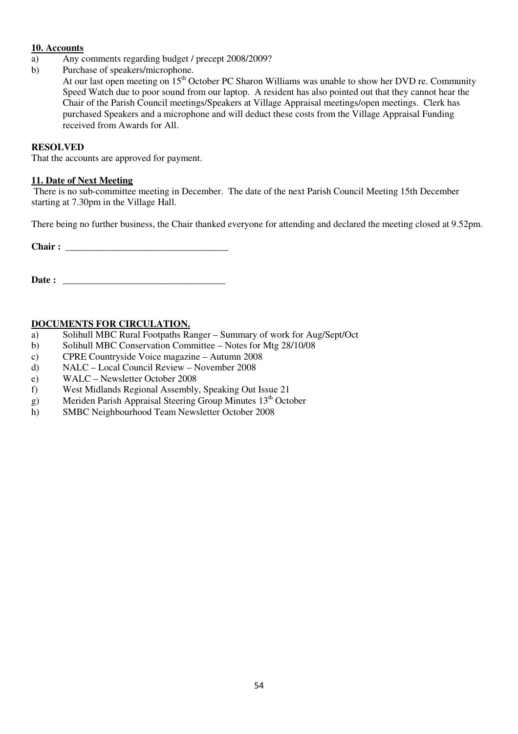**10. Accounts**

a) Any comments regarding budget / precept 2008/2009?

b) Purchase of speakers/microphone.
At our last open meeting on 15th October PC Sharon Williams was unable to show her DVD re. Community Speed Watch due to poor sound from our laptop. A resident has also pointed out that they cannot hear the Chair of the Parish Council meetings/Speakers at Village Appraisal meetings/open meetings. Clerk has purchased Speakers and a microphone and will deduct these costs from the Village Appraisal Funding received from Awards for All.

**RESOLVED**

That the accounts are approved for payment.

**11. Date of Next Meeting**

There is no sub-committee meeting in December. The date of the next Parish Council Meeting 15th December starting at 7.30pm in the Village Hall.

There being no further business, the Chair thanked everyone for attending and declared the meeting closed at 9.52pm.

**Chair :** ___________________________________

**Date :** ___________________________________

**DOCUMENTS FOR CIRCULATION.**

a) Solihull MBC Rural Footpaths Ranger – Summary of work for Aug/Sept/Oct
b) Solihull MBC Conservation Committee – Notes for Mtg 28/10/08
c) CPRE Countryside Voice magazine – Autumn 2008
d) NALC – Local Council Review – November 2008
e) WALC – Newsletter October 2008
f) West Midlands Regional Assembly, Speaking Out Issue 21
g) Meriden Parish Appraisal Steering Group Minutes 13th October
h) SMBC Neighbourhood Team Newsletter October 2008